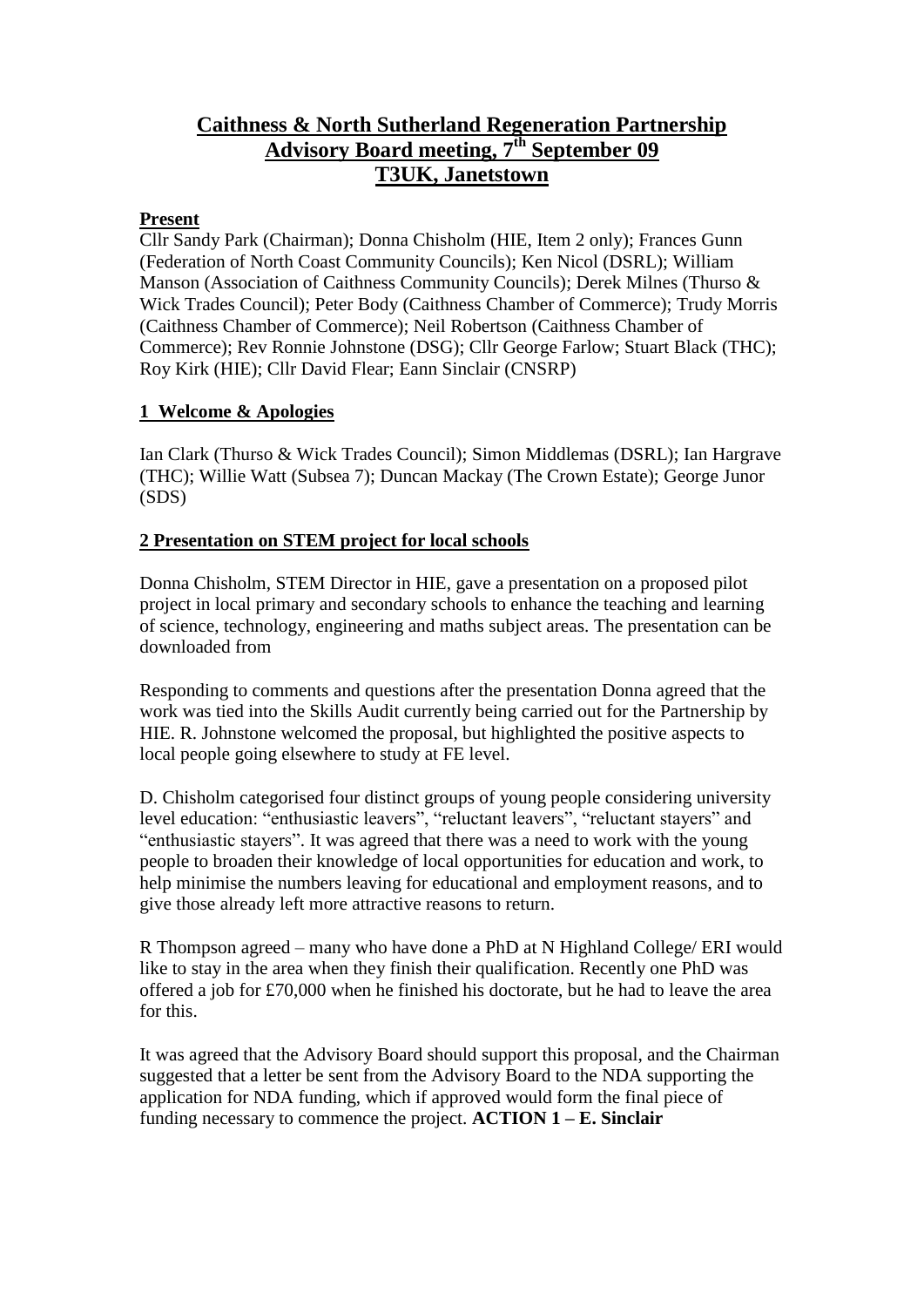# Caithness & North Sutherland Regeneration Partnership
# Advisory Board meeting, 7th September 09
# T3UK, Janetstown

## Present

Cllr Sandy Park (Chairman); Donna Chisholm (HIE, Item 2 only); Frances Gunn (Federation of North Coast Community Councils); Ken Nicol (DSRL); William Manson (Association of Caithness Community Councils); Derek Milnes (Thurso & Wick Trades Council); Peter Body (Caithness Chamber of Commerce); Trudy Morris (Caithness Chamber of Commerce); Neil Robertson (Caithness Chamber of Commerce); Rev Ronnie Johnstone (DSG); Cllr George Farlow; Stuart Black (THC); Roy Kirk (HIE); Cllr David Flear; Eann Sinclair (CNSRP)

## 1 Welcome & Apologies

Ian Clark (Thurso & Wick Trades Council); Simon Middlemas (DSRL); Ian Hargrave (THC); Willie Watt (Subsea 7); Duncan Mackay (The Crown Estate); George Junor (SDS)

## 2 Presentation on STEM project for local schools

Donna Chisholm, STEM Director in HIE, gave a presentation on a proposed pilot project in local primary and secondary schools to enhance the teaching and learning of science, technology, engineering and maths subject areas. The presentation can be downloaded from

Responding to comments and questions after the presentation Donna agreed that the work was tied into the Skills Audit currently being carried out for the Partnership by HIE. R. Johnstone welcomed the proposal, but highlighted the positive aspects to local people going elsewhere to study at FE level.

D. Chisholm categorised four distinct groups of young people considering university level education: "enthusiastic leavers", "reluctant leavers", "reluctant stayers" and "enthusiastic stayers". It was agreed that there was a need to work with the young people to broaden their knowledge of local opportunities for education and work, to help minimise the numbers leaving for educational and employment reasons, and to give those already left more attractive reasons to return.

R Thompson agreed – many who have done a PhD at N Highland College/ ERI would like to stay in the area when they finish their qualification. Recently one PhD was offered a job for £70,000 when he finished his doctorate, but he had to leave the area for this.

It was agreed that the Advisory Board should support this proposal, and the Chairman suggested that a letter be sent from the Advisory Board to the NDA supporting the application for NDA funding, which if approved would form the final piece of funding necessary to commence the project. **ACTION 1 – E. Sinclair**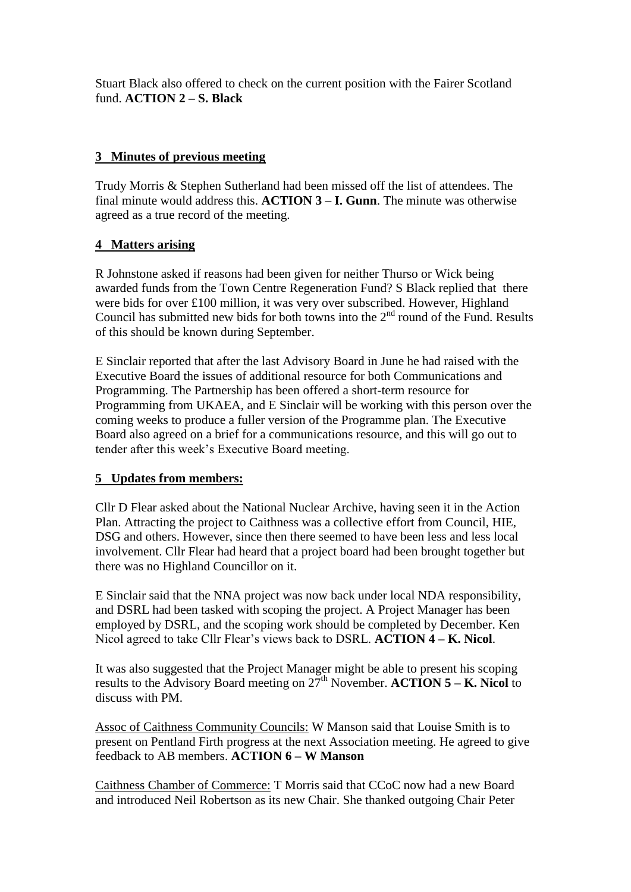Stuart Black also offered to check on the current position with the Fairer Scotland fund. **ACTION 2 – S. Black**

## 3 Minutes of previous meeting

Trudy Morris & Stephen Sutherland had been missed off the list of attendees. The final minute would address this. **ACTION 3 – I. Gunn**. The minute was otherwise agreed as a true record of the meeting.

## 4 Matters arising

R Johnstone asked if reasons had been given for neither Thurso or Wick being awarded funds from the Town Centre Regeneration Fund? S Black replied that there were bids for over £100 million, it was very over subscribed. However, Highland Council has submitted new bids for both towns into the 2nd round of the Fund. Results of this should be known during September.

E Sinclair reported that after the last Advisory Board in June he had raised with the Executive Board the issues of additional resource for both Communications and Programming. The Partnership has been offered a short-term resource for Programming from UKAEA, and E Sinclair will be working with this person over the coming weeks to produce a fuller version of the Programme plan. The Executive Board also agreed on a brief for a communications resource, and this will go out to tender after this week's Executive Board meeting.

## 5 Updates from members:

Cllr D Flear asked about the National Nuclear Archive, having seen it in the Action Plan. Attracting the project to Caithness was a collective effort from Council, HIE, DSG and others. However, since then there seemed to have been less and less local involvement. Cllr Flear had heard that a project board had been brought together but there was no Highland Councillor on it.

E Sinclair said that the NNA project was now back under local NDA responsibility, and DSRL had been tasked with scoping the project. A Project Manager has been employed by DSRL, and the scoping work should be completed by December. Ken Nicol agreed to take Cllr Flear's views back to DSRL. **ACTION 4 – K. Nicol**.

It was also suggested that the Project Manager might be able to present his scoping results to the Advisory Board meeting on 27th November. **ACTION 5 – K. Nicol** to discuss with PM.

Assoc of Caithness Community Councils: W Manson said that Louise Smith is to present on Pentland Firth progress at the next Association meeting. He agreed to give feedback to AB members. **ACTION 6 – W Manson**

Caithness Chamber of Commerce: T Morris said that CCoC now had a new Board and introduced Neil Robertson as its new Chair. She thanked outgoing Chair Peter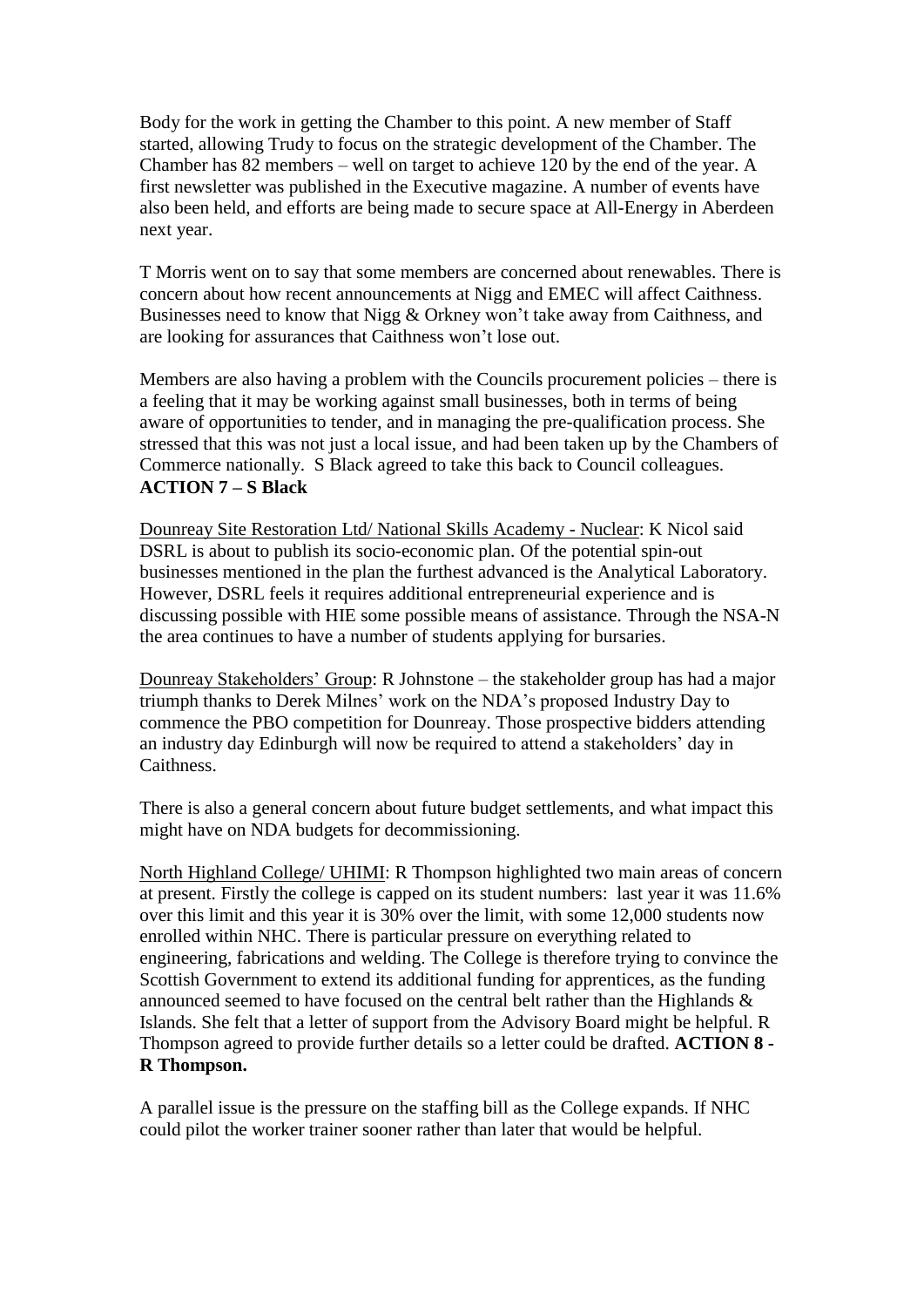Body for the work in getting the Chamber to this point. A new member of Staff started, allowing Trudy to focus on the strategic development of the Chamber. The Chamber has 82 members – well on target to achieve 120 by the end of the year. A first newsletter was published in the Executive magazine. A number of events have also been held, and efforts are being made to secure space at All-Energy in Aberdeen next year.

T Morris went on to say that some members are concerned about renewables. There is concern about how recent announcements at Nigg and EMEC will affect Caithness. Businesses need to know that Nigg & Orkney won't take away from Caithness, and are looking for assurances that Caithness won't lose out.

Members are also having a problem with the Councils procurement policies – there is a feeling that it may be working against small businesses, both in terms of being aware of opportunities to tender, and in managing the pre-qualification process. She stressed that this was not just a local issue, and had been taken up by the Chambers of Commerce nationally. S Black agreed to take this back to Council colleagues. **ACTION 7 – S Black**

Dounreay Site Restoration Ltd/ National Skills Academy - Nuclear: K Nicol said DSRL is about to publish its socio-economic plan. Of the potential spin-out businesses mentioned in the plan the furthest advanced is the Analytical Laboratory. However, DSRL feels it requires additional entrepreneurial experience and is discussing possible with HIE some possible means of assistance. Through the NSA-N the area continues to have a number of students applying for bursaries.

Dounreay Stakeholders' Group: R Johnstone – the stakeholder group has had a major triumph thanks to Derek Milnes' work on the NDA's proposed Industry Day to commence the PBO competition for Dounreay. Those prospective bidders attending an industry day Edinburgh will now be required to attend a stakeholders' day in Caithness.

There is also a general concern about future budget settlements, and what impact this might have on NDA budgets for decommissioning.

North Highland College/ UHIMI: R Thompson highlighted two main areas of concern at present. Firstly the college is capped on its student numbers: last year it was 11.6% over this limit and this year it is 30% over the limit, with some 12,000 students now enrolled within NHC. There is particular pressure on everything related to engineering, fabrications and welding. The College is therefore trying to convince the Scottish Government to extend its additional funding for apprentices, as the funding announced seemed to have focused on the central belt rather than the Highlands & Islands. She felt that a letter of support from the Advisory Board might be helpful. R Thompson agreed to provide further details so a letter could be drafted. **ACTION 8 - R Thompson.**

A parallel issue is the pressure on the staffing bill as the College expands. If NHC could pilot the worker trainer sooner rather than later that would be helpful.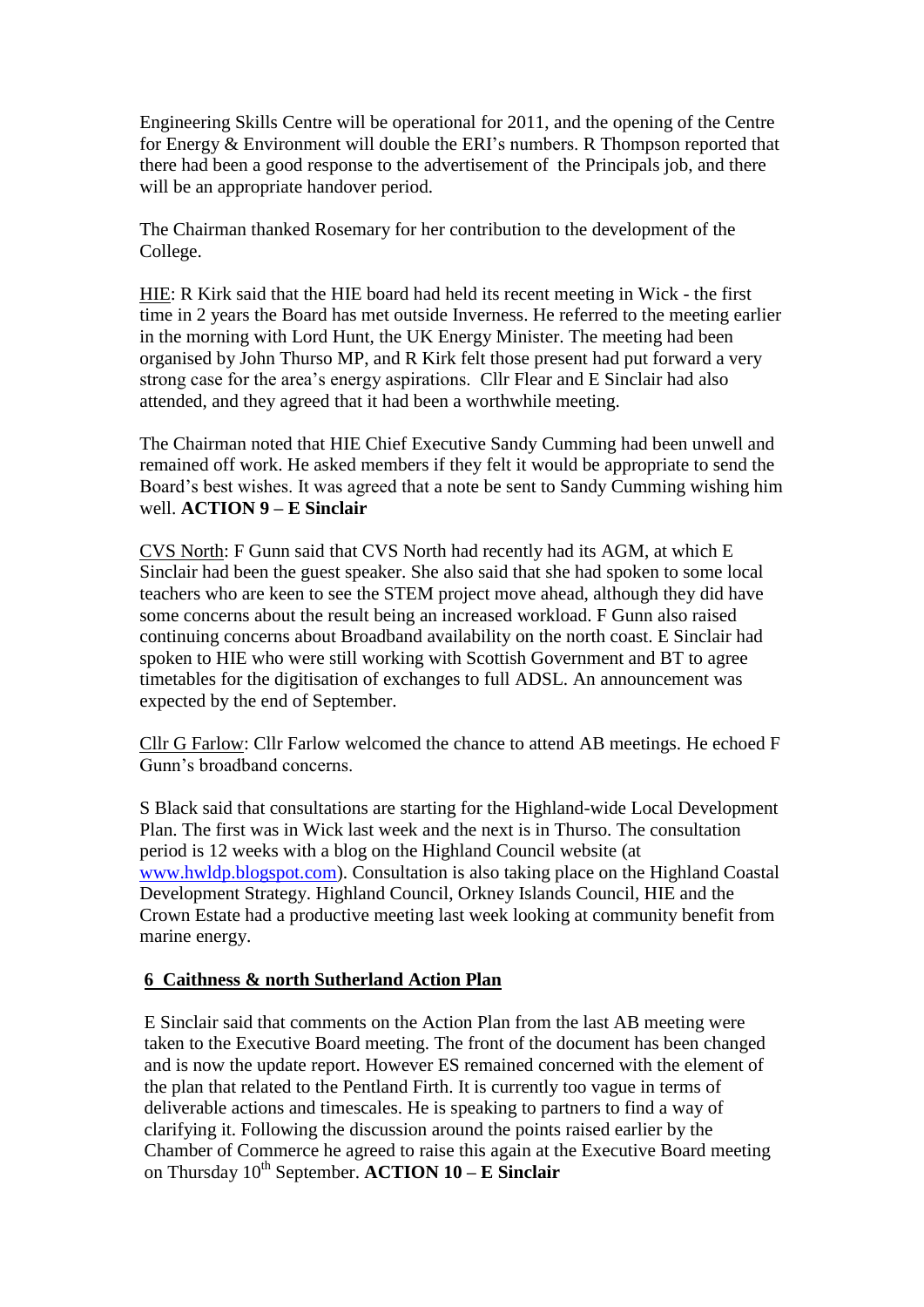Engineering Skills Centre will be operational for 2011, and the opening of the Centre for Energy & Environment will double the ERI's numbers. R Thompson reported that there had been a good response to the advertisement of the Principals job, and there will be an appropriate handover period.

The Chairman thanked Rosemary for her contribution to the development of the College.

HIE: R Kirk said that the HIE board had held its recent meeting in Wick - the first time in 2 years the Board has met outside Inverness. He referred to the meeting earlier in the morning with Lord Hunt, the UK Energy Minister. The meeting had been organised by John Thurso MP, and R Kirk felt those present had put forward a very strong case for the area's energy aspirations. Cllr Flear and E Sinclair had also attended, and they agreed that it had been a worthwhile meeting.

The Chairman noted that HIE Chief Executive Sandy Cumming had been unwell and remained off work. He asked members if they felt it would be appropriate to send the Board's best wishes. It was agreed that a note be sent to Sandy Cumming wishing him well. **ACTION 9 – E Sinclair**

CVS North: F Gunn said that CVS North had recently had its AGM, at which E Sinclair had been the guest speaker. She also said that she had spoken to some local teachers who are keen to see the STEM project move ahead, although they did have some concerns about the result being an increased workload. F Gunn also raised continuing concerns about Broadband availability on the north coast. E Sinclair had spoken to HIE who were still working with Scottish Government and BT to agree timetables for the digitisation of exchanges to full ADSL. An announcement was expected by the end of September.

Cllr G Farlow: Cllr Farlow welcomed the chance to attend AB meetings. He echoed F Gunn's broadband concerns.

S Black said that consultations are starting for the Highland-wide Local Development Plan. The first was in Wick last week and the next is in Thurso. The consultation period is 12 weeks with a blog on the Highland Council website (at www.hwldp.blogspot.com). Consultation is also taking place on the Highland Coastal Development Strategy. Highland Council, Orkney Islands Council, HIE and the Crown Estate had a productive meeting last week looking at community benefit from marine energy.

## 6 Caithness & north Sutherland Action Plan

E Sinclair said that comments on the Action Plan from the last AB meeting were taken to the Executive Board meeting. The front of the document has been changed and is now the update report. However ES remained concerned with the element of the plan that related to the Pentland Firth. It is currently too vague in terms of deliverable actions and timescales. He is speaking to partners to find a way of clarifying it. Following the discussion around the points raised earlier by the Chamber of Commerce he agreed to raise this again at the Executive Board meeting on Thursday 10th September. **ACTION 10 – E Sinclair**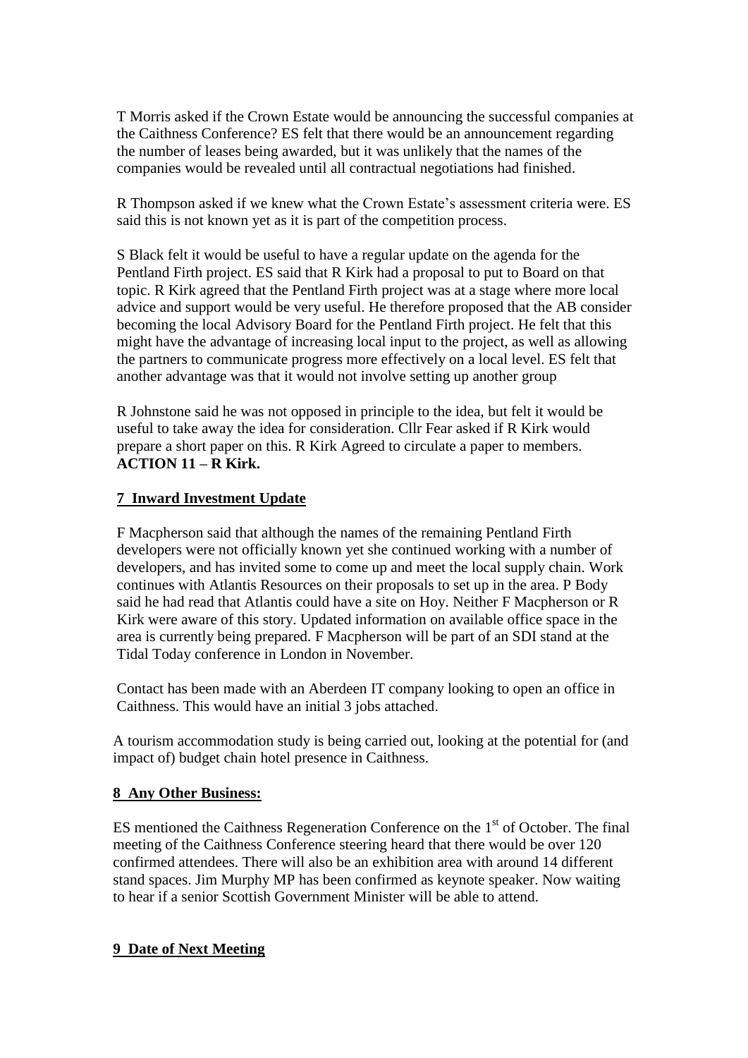T Morris asked if the Crown Estate would be announcing the successful companies at the Caithness Conference? ES felt that there would be an announcement regarding the number of leases being awarded, but it was unlikely that the names of the companies would be revealed until all contractual negotiations had finished.

R Thompson asked if we knew what the Crown Estate's assessment criteria were. ES said this is not known yet as it is part of the competition process.

S Black felt it would be useful to have a regular update on the agenda for the Pentland Firth project. ES said that R Kirk had a proposal to put to Board on that topic. R Kirk agreed that the Pentland Firth project was at a stage where more local advice and support would be very useful. He therefore proposed that the AB consider becoming the local Advisory Board for the Pentland Firth project. He felt that this might have the advantage of increasing local input to the project, as well as allowing the partners to communicate progress more effectively on a local level. ES felt that another advantage was that it would not involve setting up another group

R Johnstone said he was not opposed in principle to the idea, but felt it would be useful to take away the idea for consideration. Cllr Fear asked if R Kirk would prepare a short paper on this. R Kirk Agreed to circulate a paper to members.
**ACTION 11 – R Kirk.**

## 7 Inward Investment Update

F Macpherson said that although the names of the remaining Pentland Firth developers were not officially known yet she continued working with a number of developers, and has invited some to come up and meet the local supply chain. Work continues with Atlantis Resources on their proposals to set up in the area. P Body said he had read that Atlantis could have a site on Hoy. Neither F Macpherson or R Kirk were aware of this story. Updated information on available office space in the area is currently being prepared. F Macpherson will be part of an SDI stand at the Tidal Today conference in London in November.

Contact has been made with an Aberdeen IT company looking to open an office in Caithness. This would have an initial 3 jobs attached.

A tourism accommodation study is being carried out, looking at the potential for (and impact of) budget chain hotel presence in Caithness.

## 8 Any Other Business:

ES mentioned the Caithness Regeneration Conference on the 1st of October. The final meeting of the Caithness Conference steering heard that there would be over 120 confirmed attendees. There will also be an exhibition area with around 14 different stand spaces. Jim Murphy MP has been confirmed as keynote speaker. Now waiting to hear if a senior Scottish Government Minister will be able to attend.

## 9 Date of Next Meeting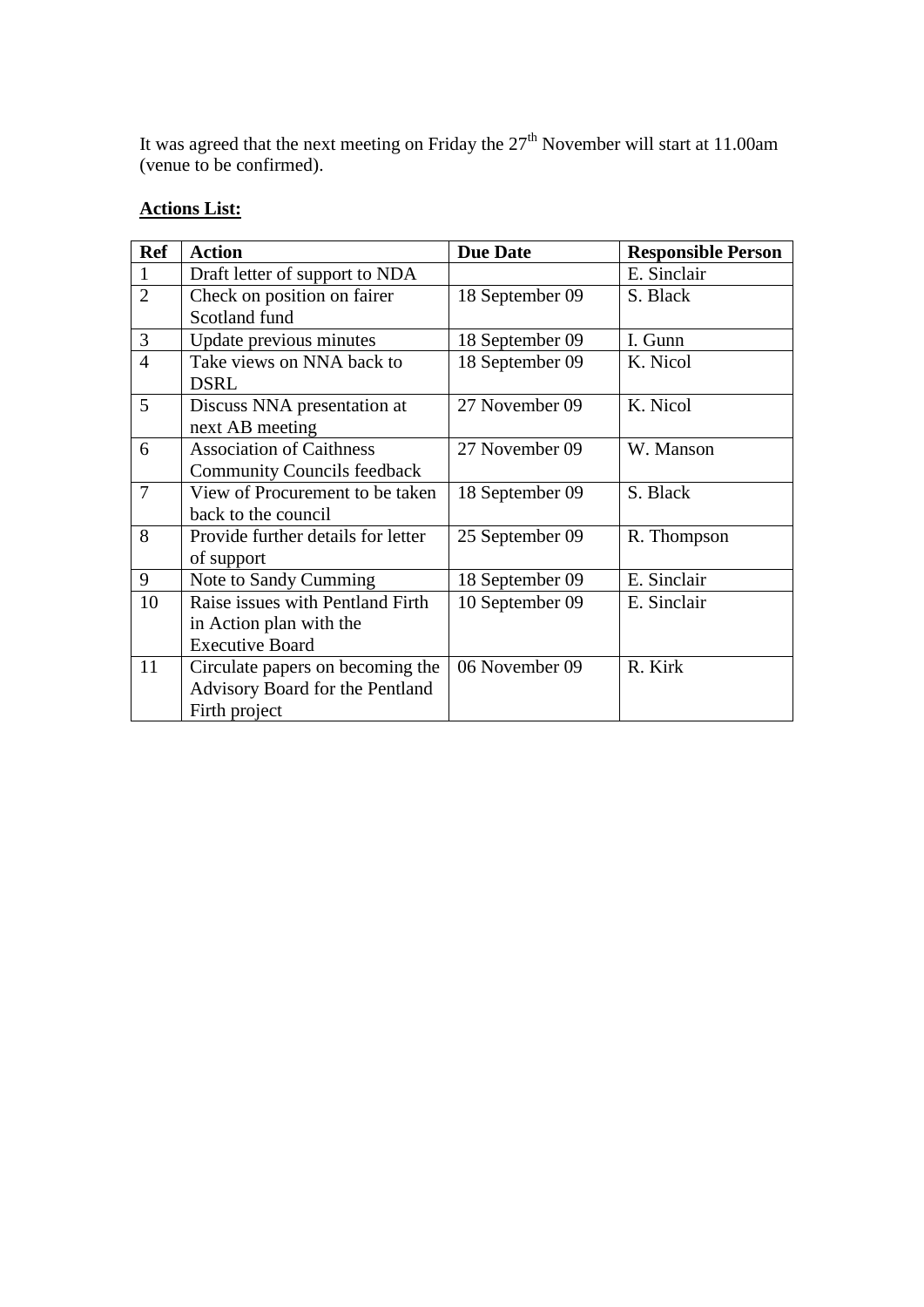It was agreed that the next meeting on Friday the 27th November will start at 11.00am (venue to be confirmed).

**Actions List:**

| Ref | Action | Due Date | Responsible Person |
|---|---|---|---|
| 1 | Draft letter of support to NDA | | E. Sinclair |
| 2 | Check on position on fairer Scotland fund | 18 September 09 | S. Black |
| 3 | Update previous minutes | 18 September 09 | I. Gunn |
| 4 | Take views on NNA back to DSRL | 18 September 09 | K. Nicol |
| 5 | Discuss NNA presentation at next AB meeting | 27 November 09 | K. Nicol |
| 6 | Association of Caithness Community Councils feedback | 27 November 09 | W. Manson |
| 7 | View of Procurement to be taken back to the council | 18 September 09 | S. Black |
| 8 | Provide further details for letter of support | 25 September 09 | R. Thompson |
| 9 | Note to Sandy Cumming | 18 September 09 | E. Sinclair |
| 10 | Raise issues with Pentland Firth in Action plan with the Executive Board | 10 September 09 | E. Sinclair |
| 11 | Circulate papers on becoming the Advisory Board for the Pentland Firth project | 06 November 09 | R. Kirk |